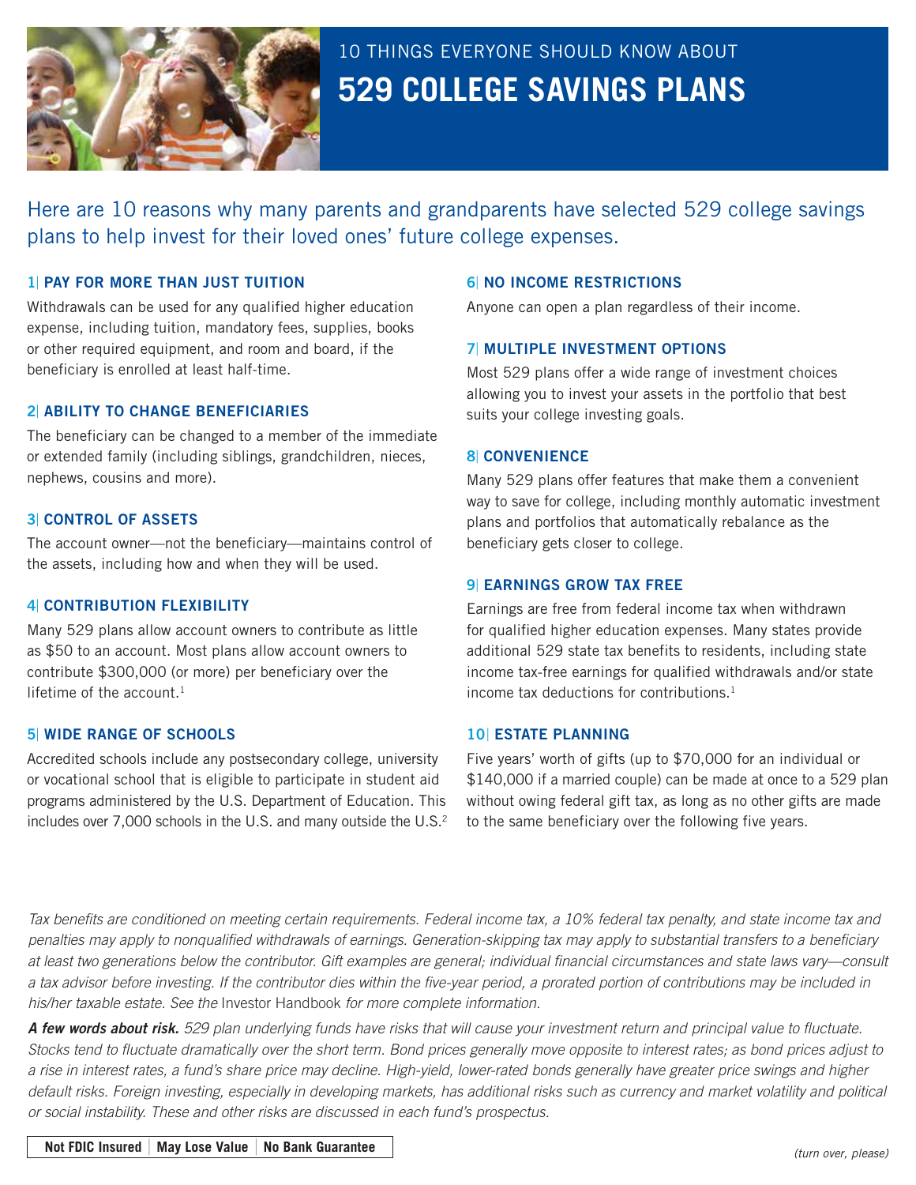# 10 THINGS EVERYONE SHOULD KNOW ABOUT

# 529 COLLEGE SAVINGS PLANS

Here are 10 reasons why many parents and grandparents have selected 529 college savings plans to help invest for their loved ones' future college expenses.

### 1| PAY FOR MORE THAN JUST TUITION

Withdrawals can be used for any qualified higher education expense, including tuition, mandatory fees, supplies, books or other required equipment, and room and board, if the beneficiary is enrolled at least half-time.

### 2| ABILITY TO CHANGE BENEFICIARIES

The beneficiary can be changed to a member of the immediate or extended family (including siblings, grandchildren, nieces, nephews, cousins and more).

### 3| CONTROL OF ASSETS

The account owner—not the beneficiary—maintains control of the assets, including how and when they will be used.

### 4| CONTRIBUTION FLEXIBILITY

Many 529 plans allow account owners to contribute as little as $50 to an account. Most plans allow account owners to contribute $300,000 (or more) per beneficiary over the lifetime of the account.[1]

### 5| WIDE RANGE OF SCHOOLS

Accredited schools include any postsecondary college, university or vocational school that is eligible to participate in student aid programs administered by the U.S. Department of Education. This includes over 7,000 schools in the U.S. and many outside the U.S.[2]

### 6| NO INCOME RESTRICTIONS

Anyone can open a plan regardless of their income.

### 7| MULTIPLE INVESTMENT OPTIONS

Most 529 plans offer a wide range of investment choices allowing you to invest your assets in the portfolio that best suits your college investing goals.

### 8| CONVENIENCE

Many 529 plans offer features that make them a convenient way to save for college, including monthly automatic investment plans and portfolios that automatically rebalance as the beneficiary gets closer to college.

### 9| EARNINGS GROW TAX FREE

Earnings are free from federal income tax when withdrawn for qualified higher education expenses. Many states provide additional 529 state tax benefits to residents, including state income tax-free earnings for qualified withdrawals and/or state income tax deductions for contributions.[1]

### 10| ESTATE PLANNING

Five years' worth of gifts (up to $70,000 for an individual or $140,000 if a married couple) can be made at once to a 529 plan without owing federal gift tax, as long as no other gifts are made to the same beneficiary over the following five years.

*Tax benefits are conditioned on meeting certain requirements. Federal income tax, a 10% federal tax penalty, and state income tax and penalties may apply to nonqualified withdrawals of earnings. Generation-skipping tax may apply to substantial transfers to a beneficiary at least two generations below the contributor. Gift examples are general; individual financial circumstances and state laws vary—consult a tax advisor before investing. If the contributor dies within the five-year period, a prorated portion of contributions may be included in his/her taxable estate. See the* Investor Handbook *for more complete information.*

***A few words about risk.*** *529 plan underlying funds have risks that will cause your investment return and principal value to fluctuate. Stocks tend to fluctuate dramatically over the short term. Bond prices generally move opposite to interest rates; as bond prices adjust to a rise in interest rates, a fund's share price may decline. High-yield, lower-rated bonds generally have greater price swings and higher default risks. Foreign investing, especially in developing markets, has additional risks such as currency and market volatility and political or social instability. These and other risks are discussed in each fund's prospectus.*

**Not FDIC Insured | May Lose Value | No Bank Guarantee**

*(turn over, please)*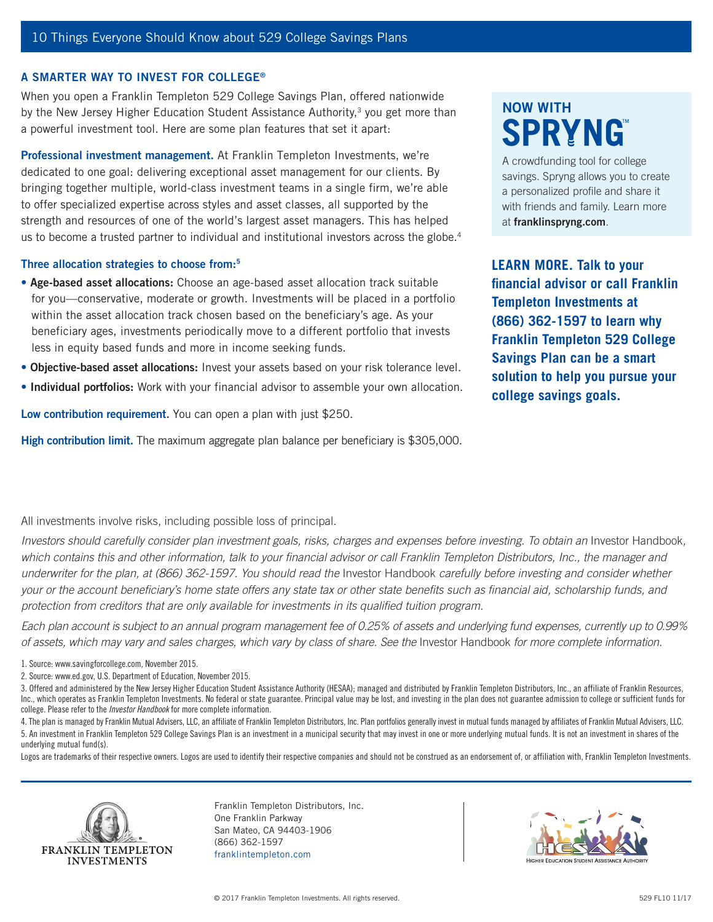## A SMARTER WAY TO INVEST FOR COLLEGE®

When you open a Franklin Templeton 529 College Savings Plan, offered nationwide by the New Jersey Higher Education Student Assistance Authority,[3] you get more than a powerful investment tool. Here are some plan features that set it apart:

**Professional investment management.** At Franklin Templeton Investments, we're dedicated to one goal: delivering exceptional asset management for our clients. By bringing together multiple, world-class investment teams in a single firm, we're able to offer specialized expertise across styles and asset classes, all supported by the strength and resources of one of the world's largest asset managers. This has helped us to become a trusted partner to individual and institutional investors across the globe.[4]

**Three allocation strategies to choose from:**[5]

- **Age-based asset allocations:** Choose an age-based asset allocation track suitable for you—conservative, moderate or growth. Investments will be placed in a portfolio within the asset allocation track chosen based on the beneficiary's age. As your beneficiary ages, investments periodically move to a different portfolio that invests less in equity based funds and more in income seeking funds.
- **Objective-based asset allocations:** Invest your assets based on your risk tolerance level.
- **Individual portfolios:** Work with your financial advisor to assemble your own allocation.

**Low contribution requirement.** You can open a plan with just $250.

**High contribution limit.** The maximum aggregate plan balance per beneficiary is $305,000.

### NOW WITH SPRYNG™

A crowdfunding tool for college savings. Spryng allows you to create a personalized profile and share it with friends and family. Learn more at **franklinspryng.com**.

**LEARN MORE. Talk to your financial advisor or call Franklin Templeton Investments at (866) 362-1597 to learn why Franklin Templeton 529 College Savings Plan can be a smart solution to help you pursue your college savings goals.**

All investments involve risks, including possible loss of principal.

*Investors should carefully consider plan investment goals, risks, charges and expenses before investing. To obtain an* Investor Handbook, *which contains this and other information, talk to your financial advisor or call Franklin Templeton Distributors, Inc., the manager and underwriter for the plan, at (866) 362-1597. You should read the* Investor Handbook *carefully before investing and consider whether your or the account beneficiary's home state offers any state tax or other state benefits such as financial aid, scholarship funds, and protection from creditors that are only available for investments in its qualified tuition program.*

*Each plan account is subject to an annual program management fee of 0.25% of assets and underlying fund expenses, currently up to 0.99% of assets, which may vary and sales charges, which vary by class of share. See the* Investor Handbook *for more complete information.*

1. Source: www.savingforcollege.com, November 2015.
2. Source: www.ed.gov, U.S. Department of Education, November 2015.
3. Offered and administered by the New Jersey Higher Education Student Assistance Authority (HESAA); managed and distributed by Franklin Templeton Distributors, Inc., an affiliate of Franklin Resources, Inc., which operates as Franklin Templeton Investments. No federal or state guarantee. Principal value may be lost, and investing in the plan does not guarantee admission to college or sufficient funds for college. Please refer to the *Investor Handbook* for more complete information.
4. The plan is managed by Franklin Mutual Advisers, LLC, an affiliate of Franklin Templeton Distributors, Inc. Plan portfolios generally invest in mutual funds managed by affiliates of Franklin Mutual Advisers, LLC.
5. An investment in Franklin Templeton 529 College Savings Plan is an investment in a municipal security that may invest in one or more underlying mutual funds. It is not an investment in shares of the underlying mutual fund(s).

Logos are trademarks of their respective owners. Logos are used to identify their respective companies and should not be construed as an endorsement of, or affiliation with, Franklin Templeton Investments.

FRANKLIN TEMPLETON INVESTMENTS

Franklin Templeton Distributors, Inc.
One Franklin Parkway
San Mateo, CA 94403-1906
(866) 362-1597
franklintempleton.com

HESAA — Higher Education Student Assistance Authority

© 2017 Franklin Templeton Investments. All rights reserved.

529 FL10 11/17